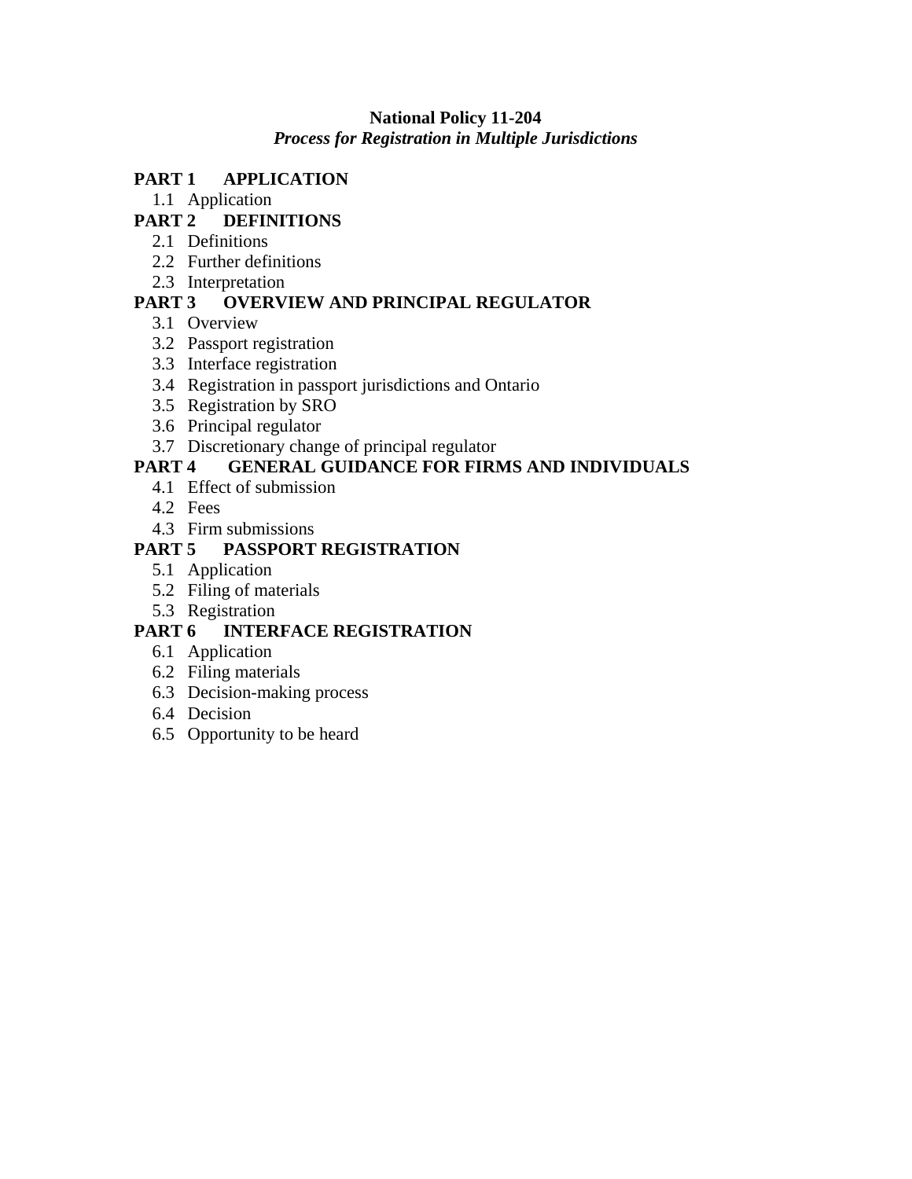# National Policy 11-204
## *Process for Registration in Multiple Jurisdictions*

**PART 1 APPLICATION**

- 1.1 Application

**PART 2 DEFINITIONS**

- 2.1 Definitions
- 2.2 Further definitions
- 2.3 Interpretation

**PART 3 OVERVIEW AND PRINCIPAL REGULATOR**

- 3.1 Overview
- 3.2 Passport registration
- 3.3 Interface registration
- 3.4 Registration in passport jurisdictions and Ontario
- 3.5 Registration by SRO
- 3.6 Principal regulator
- 3.7 Discretionary change of principal regulator

**PART 4 GENERAL GUIDANCE FOR FIRMS AND INDIVIDUALS**

- 4.1 Effect of submission
- 4.2 Fees
- 4.3 Firm submissions

**PART 5 PASSPORT REGISTRATION**

- 5.1 Application
- 5.2 Filing of materials
- 5.3 Registration

**PART 6 INTERFACE REGISTRATION**

- 6.1 Application
- 6.2 Filing materials
- 6.3 Decision-making process
- 6.4 Decision
- 6.5 Opportunity to be heard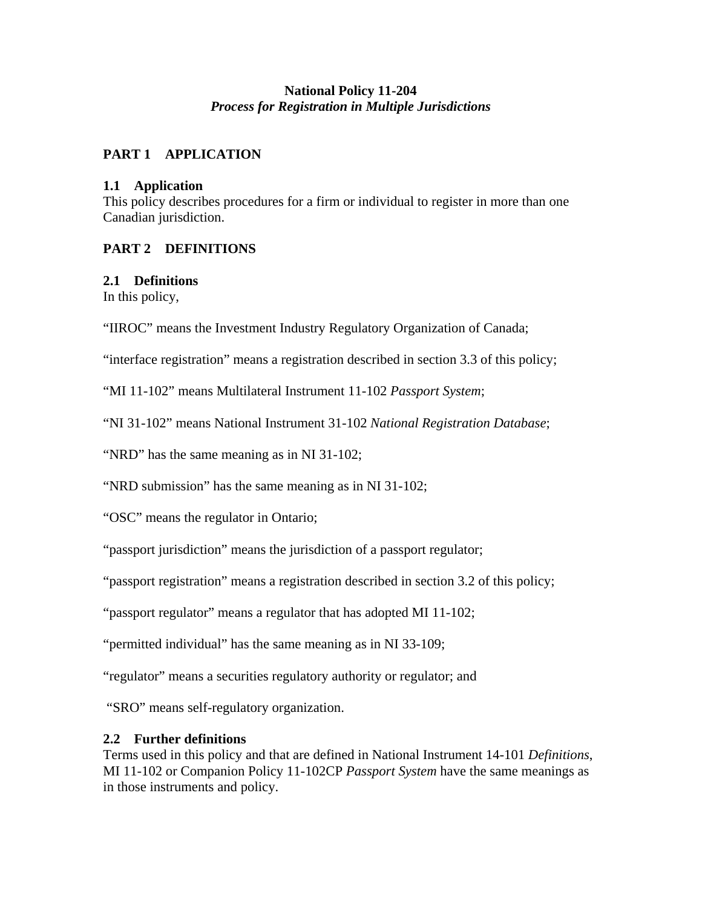# National Policy 11-204
## *Process for Registration in Multiple Jurisdictions*

## PART 1 APPLICATION

### 1.1 Application

This policy describes procedures for a firm or individual to register in more than one Canadian jurisdiction.

## PART 2 DEFINITIONS

### 2.1 Definitions

In this policy,

"IIROC" means the Investment Industry Regulatory Organization of Canada;

"interface registration" means a registration described in section 3.3 of this policy;

"MI 11-102" means Multilateral Instrument 11-102 *Passport System*;

"NI 31-102" means National Instrument 31-102 *National Registration Database*;

"NRD" has the same meaning as in NI 31-102;

"NRD submission" has the same meaning as in NI 31-102;

"OSC" means the regulator in Ontario;

"passport jurisdiction" means the jurisdiction of a passport regulator;

"passport registration" means a registration described in section 3.2 of this policy;

"passport regulator" means a regulator that has adopted MI 11-102;

"permitted individual" has the same meaning as in NI 33-109;

"regulator" means a securities regulatory authority or regulator; and

"SRO" means self-regulatory organization.

### 2.2 Further definitions

Terms used in this policy and that are defined in National Instrument 14-101 *Definitions*, MI 11-102 or Companion Policy 11-102CP *Passport System* have the same meanings as in those instruments and policy.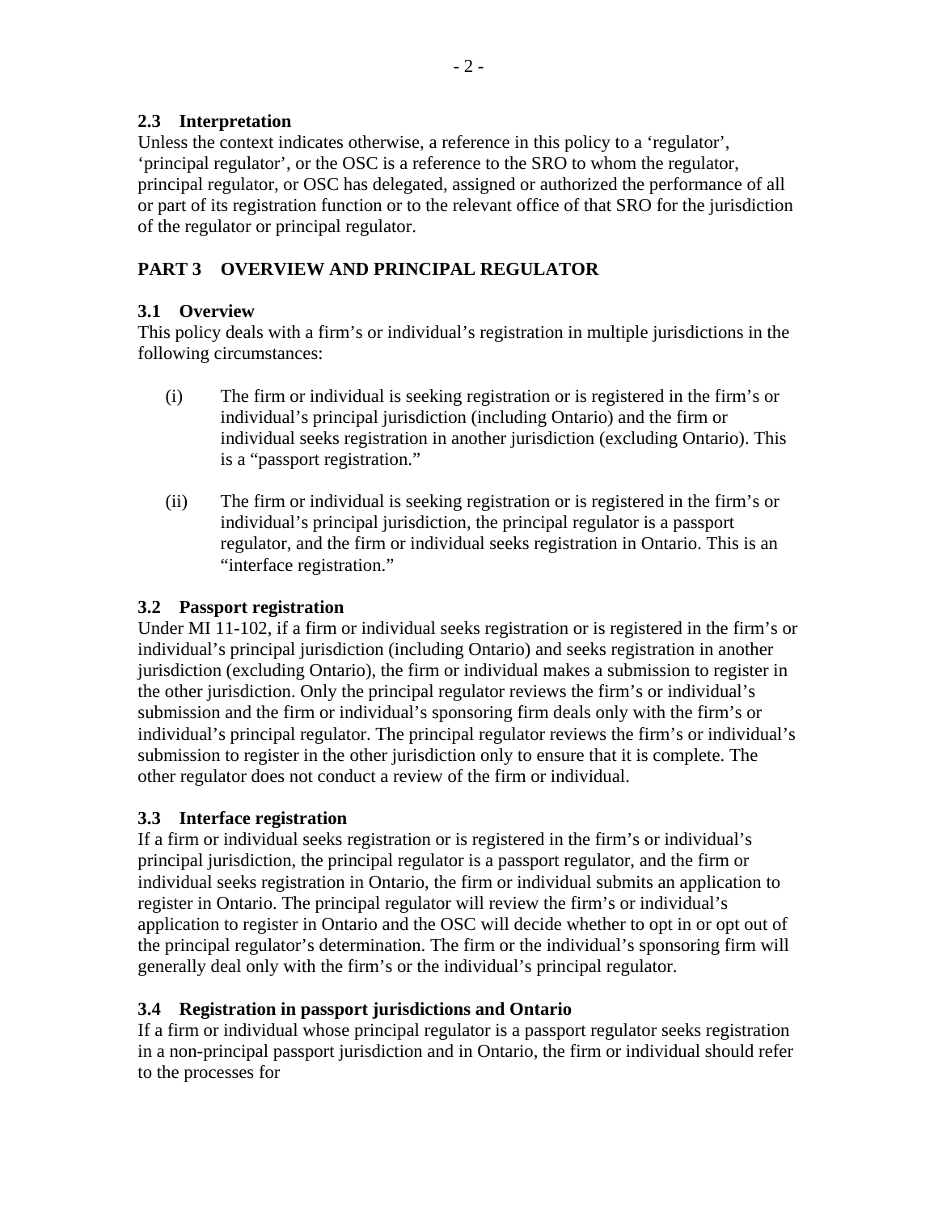### 2.3 Interpretation

Unless the context indicates otherwise, a reference in this policy to a 'regulator', 'principal regulator', or the OSC is a reference to the SRO to whom the regulator, principal regulator, or OSC has delegated, assigned or authorized the performance of all or part of its registration function or to the relevant office of that SRO for the jurisdiction of the regulator or principal regulator.

## PART 3 OVERVIEW AND PRINCIPAL REGULATOR

### 3.1 Overview

This policy deals with a firm's or individual's registration in multiple jurisdictions in the following circumstances:

(i) The firm or individual is seeking registration or is registered in the firm's or individual's principal jurisdiction (including Ontario) and the firm or individual seeks registration in another jurisdiction (excluding Ontario). This is a "passport registration."

(ii) The firm or individual is seeking registration or is registered in the firm's or individual's principal jurisdiction, the principal regulator is a passport regulator, and the firm or individual seeks registration in Ontario. This is an "interface registration."

### 3.2 Passport registration

Under MI 11-102, if a firm or individual seeks registration or is registered in the firm's or individual's principal jurisdiction (including Ontario) and seeks registration in another jurisdiction (excluding Ontario), the firm or individual makes a submission to register in the other jurisdiction. Only the principal regulator reviews the firm's or individual's submission and the firm or individual's sponsoring firm deals only with the firm's or individual's principal regulator. The principal regulator reviews the firm's or individual's submission to register in the other jurisdiction only to ensure that it is complete. The other regulator does not conduct a review of the firm or individual.

### 3.3 Interface registration

If a firm or individual seeks registration or is registered in the firm's or individual's principal jurisdiction, the principal regulator is a passport regulator, and the firm or individual seeks registration in Ontario, the firm or individual submits an application to register in Ontario. The principal regulator will review the firm's or individual's application to register in Ontario and the OSC will decide whether to opt in or opt out of the principal regulator's determination. The firm or the individual's sponsoring firm will generally deal only with the firm's or the individual's principal regulator.

### 3.4 Registration in passport jurisdictions and Ontario

If a firm or individual whose principal regulator is a passport regulator seeks registration in a non-principal passport jurisdiction and in Ontario, the firm or individual should refer to the processes for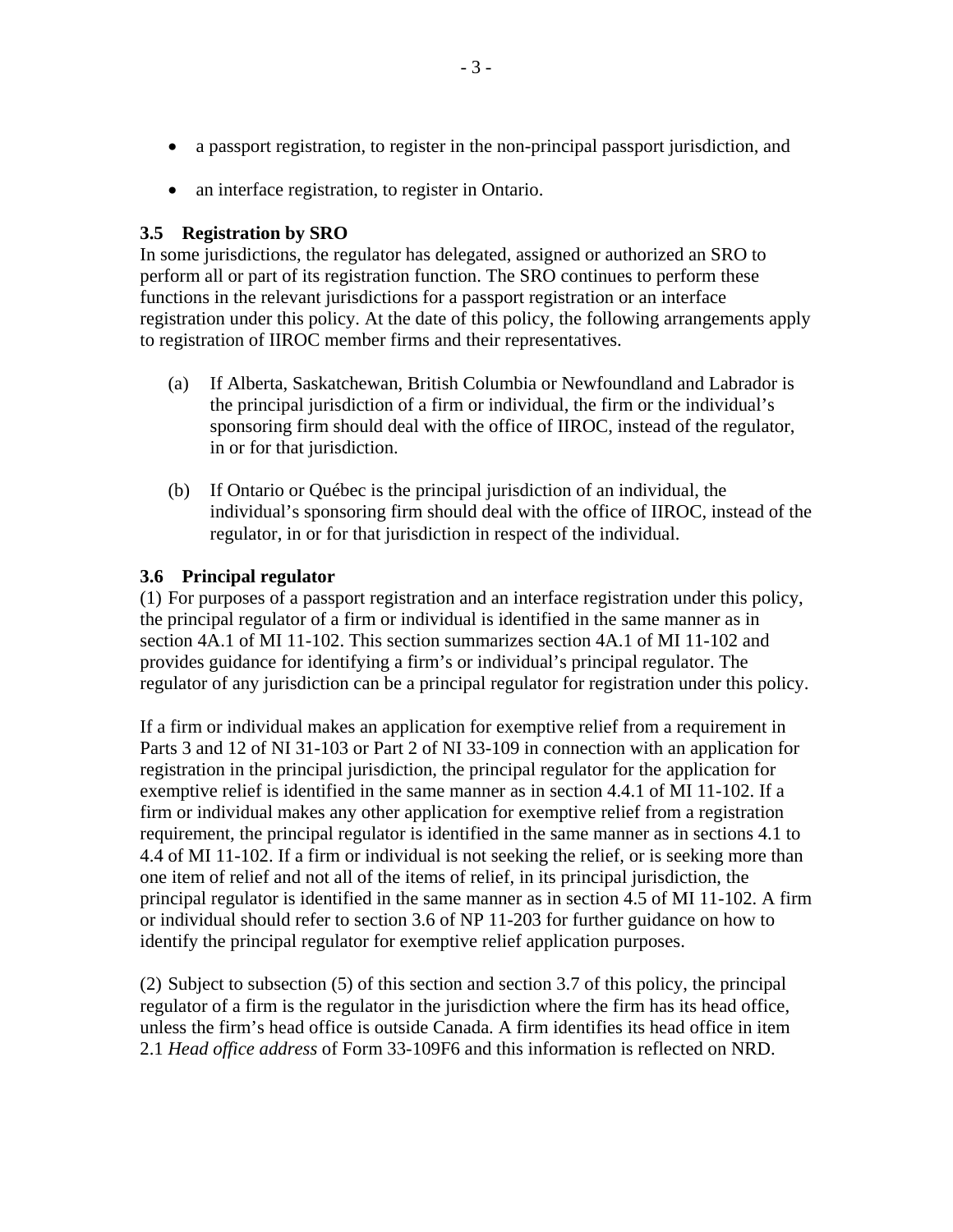- a passport registration, to register in the non-principal passport jurisdiction, and
- an interface registration, to register in Ontario.

### 3.5 Registration by SRO

In some jurisdictions, the regulator has delegated, assigned or authorized an SRO to perform all or part of its registration function. The SRO continues to perform these functions in the relevant jurisdictions for a passport registration or an interface registration under this policy. At the date of this policy, the following arrangements apply to registration of IIROC member firms and their representatives.

(a) If Alberta, Saskatchewan, British Columbia or Newfoundland and Labrador is the principal jurisdiction of a firm or individual, the firm or the individual's sponsoring firm should deal with the office of IIROC, instead of the regulator, in or for that jurisdiction.

(b) If Ontario or Québec is the principal jurisdiction of an individual, the individual's sponsoring firm should deal with the office of IIROC, instead of the regulator, in or for that jurisdiction in respect of the individual.

### 3.6 Principal regulator

(1) For purposes of a passport registration and an interface registration under this policy, the principal regulator of a firm or individual is identified in the same manner as in section 4A.1 of MI 11-102. This section summarizes section 4A.1 of MI 11-102 and provides guidance for identifying a firm's or individual's principal regulator. The regulator of any jurisdiction can be a principal regulator for registration under this policy.

If a firm or individual makes an application for exemptive relief from a requirement in Parts 3 and 12 of NI 31-103 or Part 2 of NI 33-109 in connection with an application for registration in the principal jurisdiction, the principal regulator for the application for exemptive relief is identified in the same manner as in section 4.4.1 of MI 11-102. If a firm or individual makes any other application for exemptive relief from a registration requirement, the principal regulator is identified in the same manner as in sections 4.1 to 4.4 of MI 11-102. If a firm or individual is not seeking the relief, or is seeking more than one item of relief and not all of the items of relief, in its principal jurisdiction, the principal regulator is identified in the same manner as in section 4.5 of MI 11-102. A firm or individual should refer to section 3.6 of NP 11-203 for further guidance on how to identify the principal regulator for exemptive relief application purposes.

(2) Subject to subsection (5) of this section and section 3.7 of this policy, the principal regulator of a firm is the regulator in the jurisdiction where the firm has its head office, unless the firm's head office is outside Canada. A firm identifies its head office in item 2.1 *Head office address* of Form 33-109F6 and this information is reflected on NRD.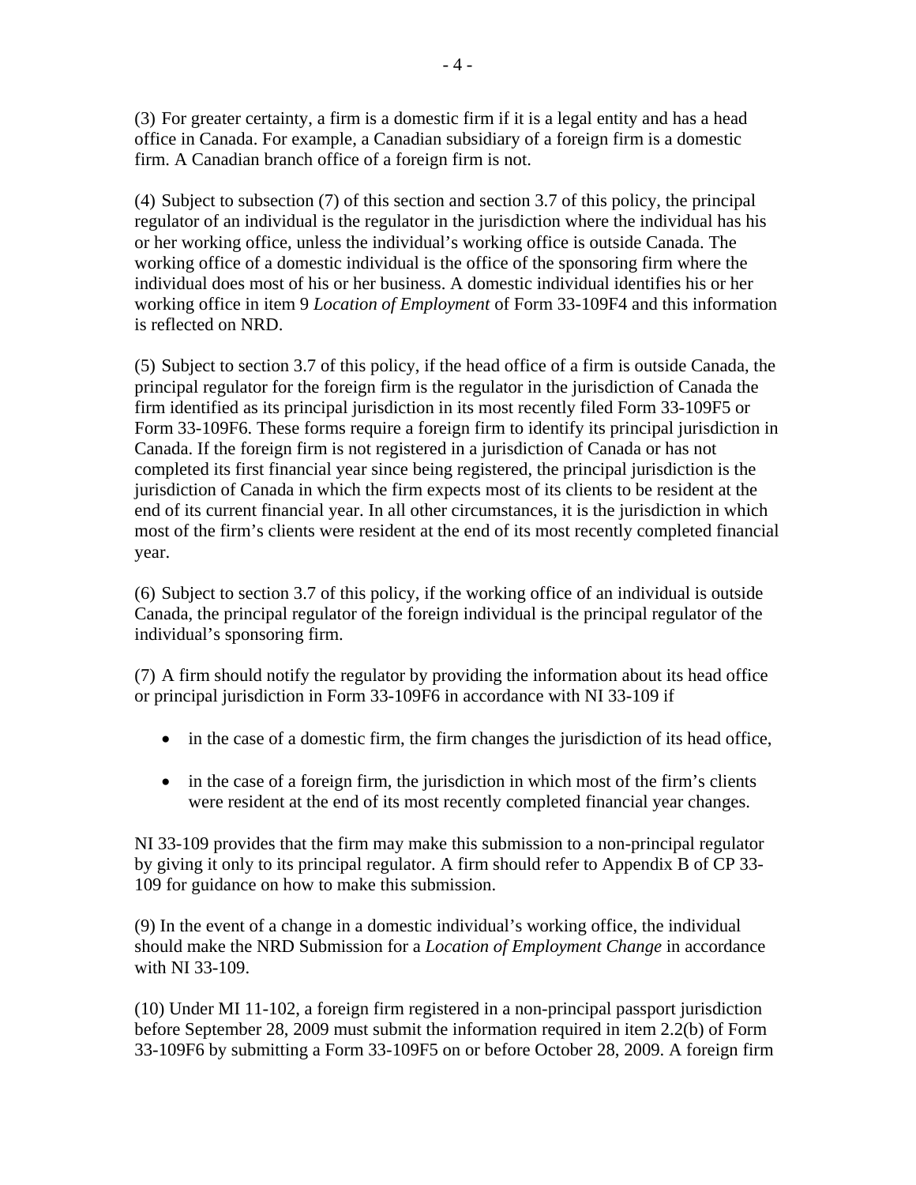(3) For greater certainty, a firm is a domestic firm if it is a legal entity and has a head office in Canada. For example, a Canadian subsidiary of a foreign firm is a domestic firm. A Canadian branch office of a foreign firm is not.

(4) Subject to subsection (7) of this section and section 3.7 of this policy, the principal regulator of an individual is the regulator in the jurisdiction where the individual has his or her working office, unless the individual's working office is outside Canada. The working office of a domestic individual is the office of the sponsoring firm where the individual does most of his or her business. A domestic individual identifies his or her working office in item 9 *Location of Employment* of Form 33-109F4 and this information is reflected on NRD.

(5) Subject to section 3.7 of this policy, if the head office of a firm is outside Canada, the principal regulator for the foreign firm is the regulator in the jurisdiction of Canada the firm identified as its principal jurisdiction in its most recently filed Form 33-109F5 or Form 33-109F6. These forms require a foreign firm to identify its principal jurisdiction in Canada. If the foreign firm is not registered in a jurisdiction of Canada or has not completed its first financial year since being registered, the principal jurisdiction is the jurisdiction of Canada in which the firm expects most of its clients to be resident at the end of its current financial year. In all other circumstances, it is the jurisdiction in which most of the firm's clients were resident at the end of its most recently completed financial year.

(6) Subject to section 3.7 of this policy, if the working office of an individual is outside Canada, the principal regulator of the foreign individual is the principal regulator of the individual's sponsoring firm.

(7) A firm should notify the regulator by providing the information about its head office or principal jurisdiction in Form 33-109F6 in accordance with NI 33-109 if

- in the case of a domestic firm, the firm changes the jurisdiction of its head office,
- in the case of a foreign firm, the jurisdiction in which most of the firm's clients were resident at the end of its most recently completed financial year changes.

NI 33-109 provides that the firm may make this submission to a non-principal regulator by giving it only to its principal regulator. A firm should refer to Appendix B of CP 33-109 for guidance on how to make this submission.

(9) In the event of a change in a domestic individual's working office, the individual should make the NRD Submission for a *Location of Employment Change* in accordance with NI 33-109.

(10) Under MI 11-102, a foreign firm registered in a non-principal passport jurisdiction before September 28, 2009 must submit the information required in item 2.2(b) of Form 33-109F6 by submitting a Form 33-109F5 on or before October 28, 2009. A foreign firm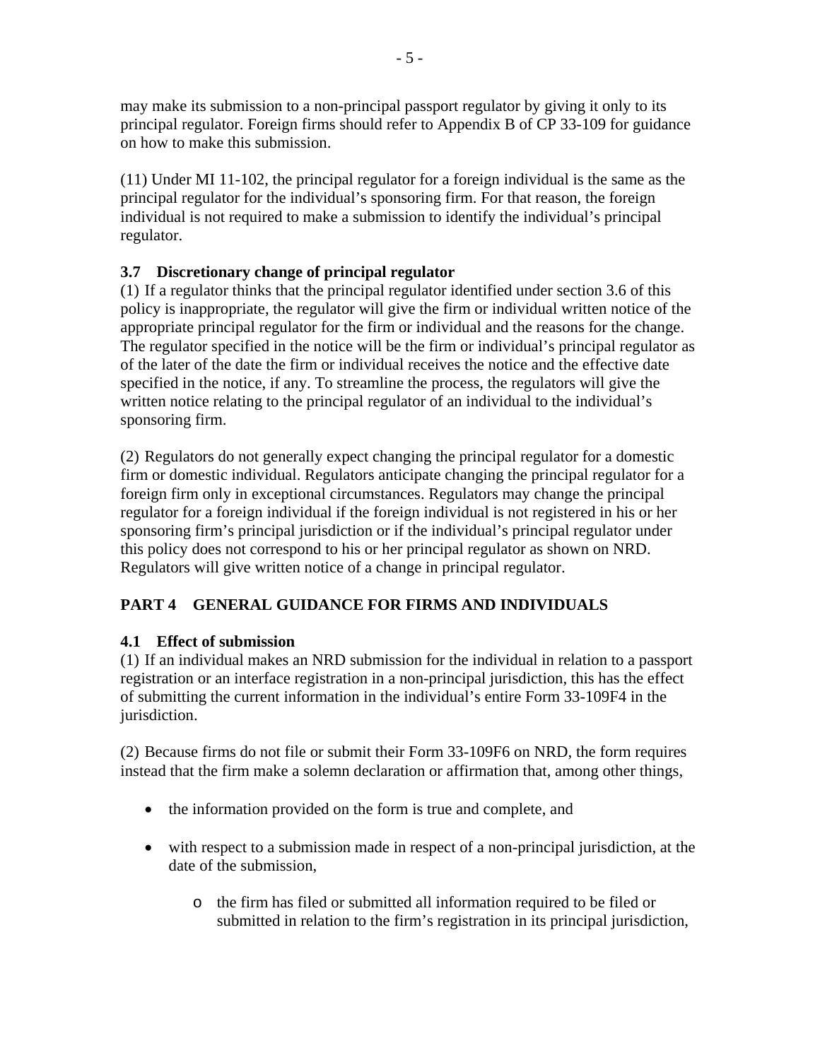may make its submission to a non-principal passport regulator by giving it only to its principal regulator. Foreign firms should refer to Appendix B of CP 33-109 for guidance on how to make this submission.

(11) Under MI 11-102, the principal regulator for a foreign individual is the same as the principal regulator for the individual's sponsoring firm. For that reason, the foreign individual is not required to make a submission to identify the individual's principal regulator.

### 3.7 Discretionary change of principal regulator

(1) If a regulator thinks that the principal regulator identified under section 3.6 of this policy is inappropriate, the regulator will give the firm or individual written notice of the appropriate principal regulator for the firm or individual and the reasons for the change. The regulator specified in the notice will be the firm or individual's principal regulator as of the later of the date the firm or individual receives the notice and the effective date specified in the notice, if any. To streamline the process, the regulators will give the written notice relating to the principal regulator of an individual to the individual's sponsoring firm.

(2) Regulators do not generally expect changing the principal regulator for a domestic firm or domestic individual. Regulators anticipate changing the principal regulator for a foreign firm only in exceptional circumstances. Regulators may change the principal regulator for a foreign individual if the foreign individual is not registered in his or her sponsoring firm's principal jurisdiction or if the individual's principal regulator under this policy does not correspond to his or her principal regulator as shown on NRD. Regulators will give written notice of a change in principal regulator.

## PART 4 GENERAL GUIDANCE FOR FIRMS AND INDIVIDUALS

### 4.1 Effect of submission

(1) If an individual makes an NRD submission for the individual in relation to a passport registration or an interface registration in a non-principal jurisdiction, this has the effect of submitting the current information in the individual's entire Form 33-109F4 in the jurisdiction.

(2) Because firms do not file or submit their Form 33-109F6 on NRD, the form requires instead that the firm make a solemn declaration or affirmation that, among other things,

- the information provided on the form is true and complete, and
- with respect to a submission made in respect of a non-principal jurisdiction, at the date of the submission,
  - the firm has filed or submitted all information required to be filed or submitted in relation to the firm's registration in its principal jurisdiction,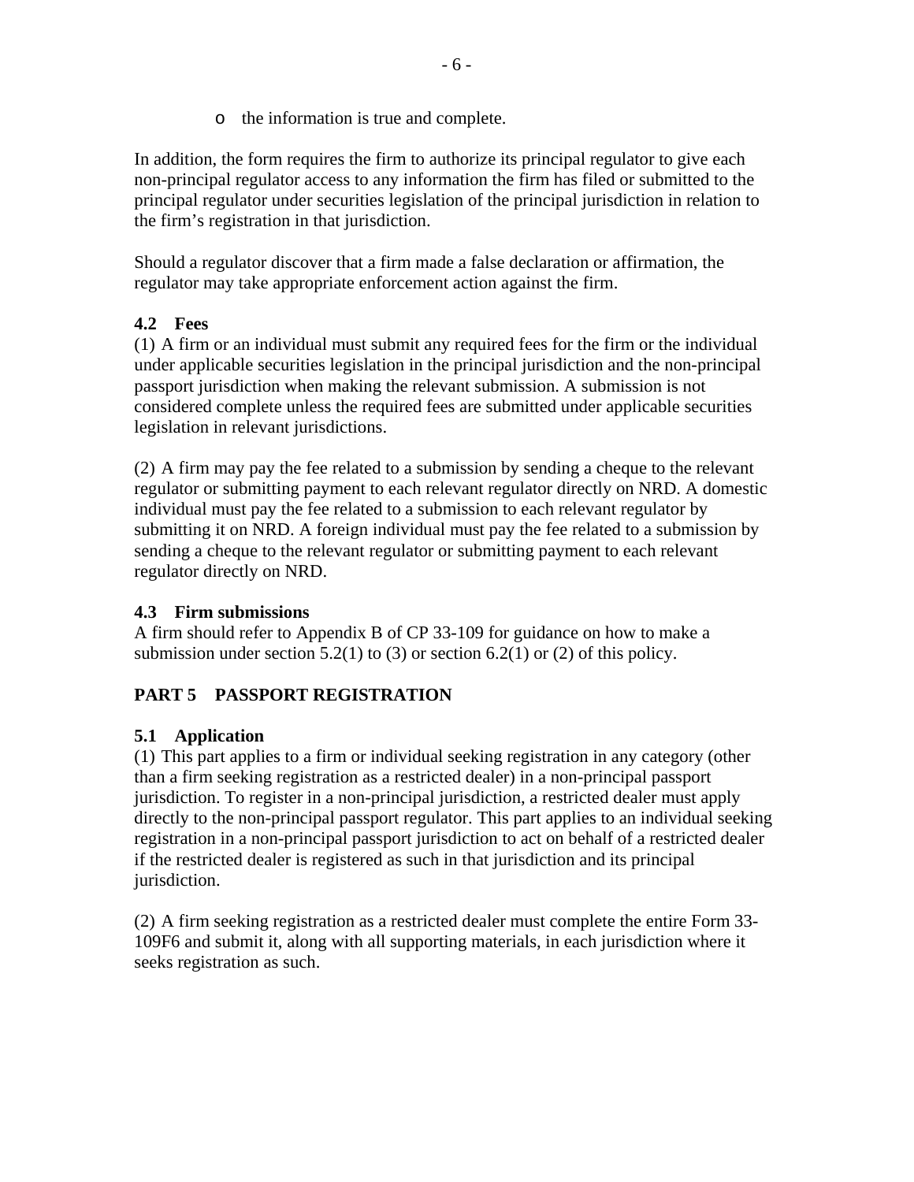- the information is true and complete.

In addition, the form requires the firm to authorize its principal regulator to give each non-principal regulator access to any information the firm has filed or submitted to the principal regulator under securities legislation of the principal jurisdiction in relation to the firm's registration in that jurisdiction.

Should a regulator discover that a firm made a false declaration or affirmation, the regulator may take appropriate enforcement action against the firm.

### 4.2 Fees

(1) A firm or an individual must submit any required fees for the firm or the individual under applicable securities legislation in the principal jurisdiction and the non-principal passport jurisdiction when making the relevant submission. A submission is not considered complete unless the required fees are submitted under applicable securities legislation in relevant jurisdictions.

(2) A firm may pay the fee related to a submission by sending a cheque to the relevant regulator or submitting payment to each relevant regulator directly on NRD. A domestic individual must pay the fee related to a submission to each relevant regulator by submitting it on NRD. A foreign individual must pay the fee related to a submission by sending a cheque to the relevant regulator or submitting payment to each relevant regulator directly on NRD.

### 4.3 Firm submissions

A firm should refer to Appendix B of CP 33-109 for guidance on how to make a submission under section 5.2(1) to (3) or section 6.2(1) or (2) of this policy.

## PART 5 PASSPORT REGISTRATION

### 5.1 Application

(1) This part applies to a firm or individual seeking registration in any category (other than a firm seeking registration as a restricted dealer) in a non-principal passport jurisdiction. To register in a non-principal jurisdiction, a restricted dealer must apply directly to the non-principal passport regulator. This part applies to an individual seeking registration in a non-principal passport jurisdiction to act on behalf of a restricted dealer if the restricted dealer is registered as such in that jurisdiction and its principal jurisdiction.

(2) A firm seeking registration as a restricted dealer must complete the entire Form 33-109F6 and submit it, along with all supporting materials, in each jurisdiction where it seeks registration as such.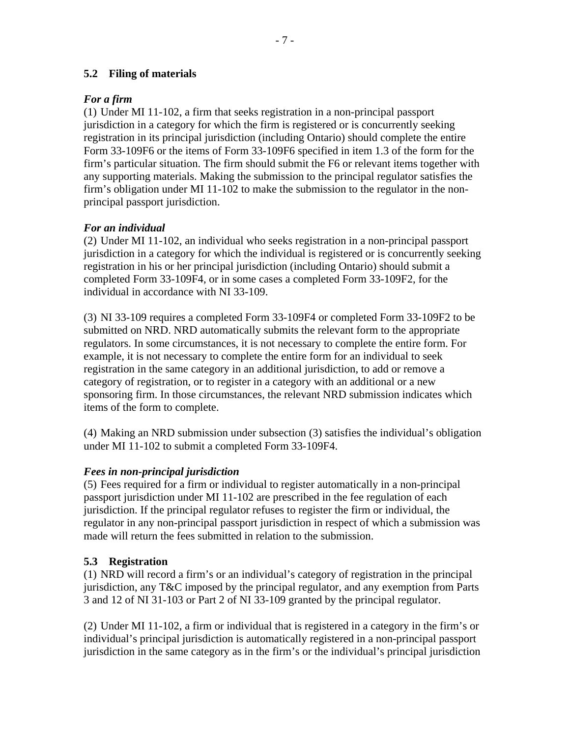### 5.2 Filing of materials

***For a firm***

(1) Under MI 11-102, a firm that seeks registration in a non-principal passport jurisdiction in a category for which the firm is registered or is concurrently seeking registration in its principal jurisdiction (including Ontario) should complete the entire Form 33-109F6 or the items of Form 33-109F6 specified in item 1.3 of the form for the firm's particular situation. The firm should submit the F6 or relevant items together with any supporting materials. Making the submission to the principal regulator satisfies the firm's obligation under MI 11-102 to make the submission to the regulator in the non-principal passport jurisdiction.

***For an individual***

(2) Under MI 11-102, an individual who seeks registration in a non-principal passport jurisdiction in a category for which the individual is registered or is concurrently seeking registration in his or her principal jurisdiction (including Ontario) should submit a completed Form 33-109F4, or in some cases a completed Form 33-109F2, for the individual in accordance with NI 33-109.

(3) NI 33-109 requires a completed Form 33-109F4 or completed Form 33-109F2 to be submitted on NRD. NRD automatically submits the relevant form to the appropriate regulators. In some circumstances, it is not necessary to complete the entire form. For example, it is not necessary to complete the entire form for an individual to seek registration in the same category in an additional jurisdiction, to add or remove a category of registration, or to register in a category with an additional or a new sponsoring firm. In those circumstances, the relevant NRD submission indicates which items of the form to complete.

(4) Making an NRD submission under subsection (3) satisfies the individual's obligation under MI 11-102 to submit a completed Form 33-109F4.

***Fees in non-principal jurisdiction***

(5) Fees required for a firm or individual to register automatically in a non-principal passport jurisdiction under MI 11-102 are prescribed in the fee regulation of each jurisdiction. If the principal regulator refuses to register the firm or individual, the regulator in any non-principal passport jurisdiction in respect of which a submission was made will return the fees submitted in relation to the submission.

### 5.3 Registration

(1) NRD will record a firm's or an individual's category of registration in the principal jurisdiction, any T&C imposed by the principal regulator, and any exemption from Parts 3 and 12 of NI 31-103 or Part 2 of NI 33-109 granted by the principal regulator.

(2) Under MI 11-102, a firm or individual that is registered in a category in the firm's or individual's principal jurisdiction is automatically registered in a non-principal passport jurisdiction in the same category as in the firm's or the individual's principal jurisdiction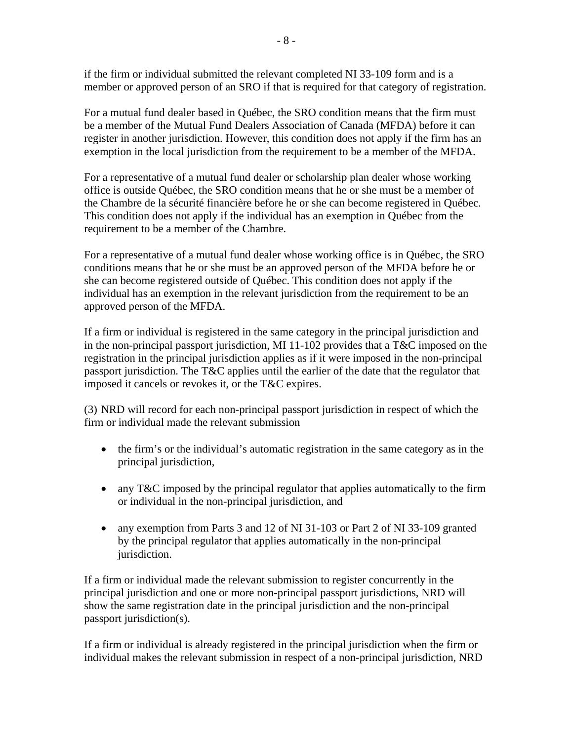if the firm or individual submitted the relevant completed NI 33-109 form and is a member or approved person of an SRO if that is required for that category of registration.

For a mutual fund dealer based in Québec, the SRO condition means that the firm must be a member of the Mutual Fund Dealers Association of Canada (MFDA) before it can register in another jurisdiction. However, this condition does not apply if the firm has an exemption in the local jurisdiction from the requirement to be a member of the MFDA.

For a representative of a mutual fund dealer or scholarship plan dealer whose working office is outside Québec, the SRO condition means that he or she must be a member of the Chambre de la sécurité financière before he or she can become registered in Québec. This condition does not apply if the individual has an exemption in Québec from the requirement to be a member of the Chambre.

For a representative of a mutual fund dealer whose working office is in Québec, the SRO conditions means that he or she must be an approved person of the MFDA before he or she can become registered outside of Québec. This condition does not apply if the individual has an exemption in the relevant jurisdiction from the requirement to be an approved person of the MFDA.

If a firm or individual is registered in the same category in the principal jurisdiction and in the non-principal passport jurisdiction, MI 11-102 provides that a T&C imposed on the registration in the principal jurisdiction applies as if it were imposed in the non-principal passport jurisdiction. The T&C applies until the earlier of the date that the regulator that imposed it cancels or revokes it, or the T&C expires.

(3) NRD will record for each non-principal passport jurisdiction in respect of which the firm or individual made the relevant submission

- the firm's or the individual's automatic registration in the same category as in the principal jurisdiction,
- any T&C imposed by the principal regulator that applies automatically to the firm or individual in the non-principal jurisdiction, and
- any exemption from Parts 3 and 12 of NI 31-103 or Part 2 of NI 33-109 granted by the principal regulator that applies automatically in the non-principal jurisdiction.

If a firm or individual made the relevant submission to register concurrently in the principal jurisdiction and one or more non-principal passport jurisdictions, NRD will show the same registration date in the principal jurisdiction and the non-principal passport jurisdiction(s).

If a firm or individual is already registered in the principal jurisdiction when the firm or individual makes the relevant submission in respect of a non-principal jurisdiction, NRD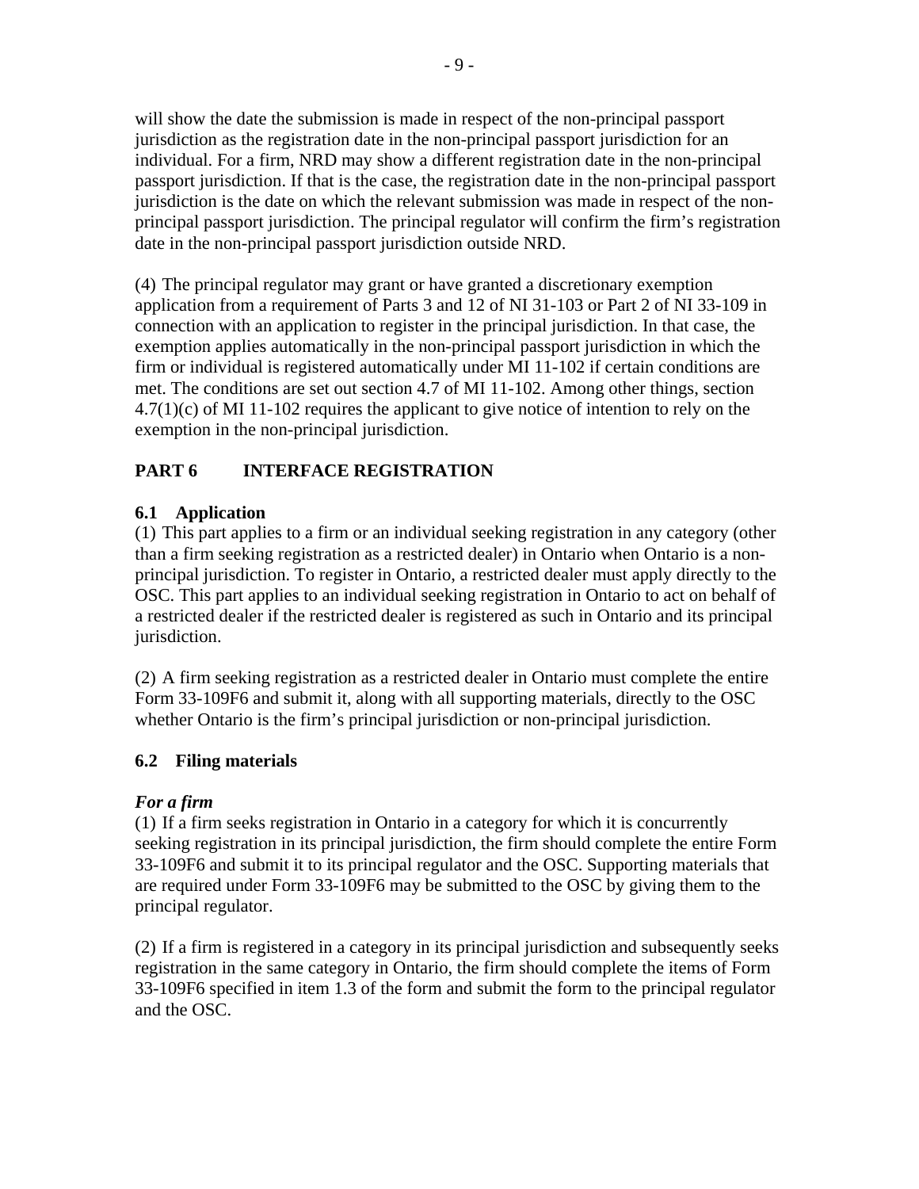will show the date the submission is made in respect of the non-principal passport jurisdiction as the registration date in the non-principal passport jurisdiction for an individual. For a firm, NRD may show a different registration date in the non-principal passport jurisdiction. If that is the case, the registration date in the non-principal passport jurisdiction is the date on which the relevant submission was made in respect of the non-principal passport jurisdiction. The principal regulator will confirm the firm's registration date in the non-principal passport jurisdiction outside NRD.

(4) The principal regulator may grant or have granted a discretionary exemption application from a requirement of Parts 3 and 12 of NI 31-103 or Part 2 of NI 33-109 in connection with an application to register in the principal jurisdiction. In that case, the exemption applies automatically in the non-principal passport jurisdiction in which the firm or individual is registered automatically under MI 11-102 if certain conditions are met. The conditions are set out section 4.7 of MI 11-102. Among other things, section 4.7(1)(c) of MI 11-102 requires the applicant to give notice of intention to rely on the exemption in the non-principal jurisdiction.

## PART 6 INTERFACE REGISTRATION

### 6.1 Application

(1) This part applies to a firm or an individual seeking registration in any category (other than a firm seeking registration as a restricted dealer) in Ontario when Ontario is a non-principal jurisdiction. To register in Ontario, a restricted dealer must apply directly to the OSC. This part applies to an individual seeking registration in Ontario to act on behalf of a restricted dealer if the restricted dealer is registered as such in Ontario and its principal jurisdiction.

(2) A firm seeking registration as a restricted dealer in Ontario must complete the entire Form 33-109F6 and submit it, along with all supporting materials, directly to the OSC whether Ontario is the firm's principal jurisdiction or non-principal jurisdiction.

### 6.2 Filing materials

***For a firm***

(1) If a firm seeks registration in Ontario in a category for which it is concurrently seeking registration in its principal jurisdiction, the firm should complete the entire Form 33-109F6 and submit it to its principal regulator and the OSC. Supporting materials that are required under Form 33-109F6 may be submitted to the OSC by giving them to the principal regulator.

(2) If a firm is registered in a category in its principal jurisdiction and subsequently seeks registration in the same category in Ontario, the firm should complete the items of Form 33-109F6 specified in item 1.3 of the form and submit the form to the principal regulator and the OSC.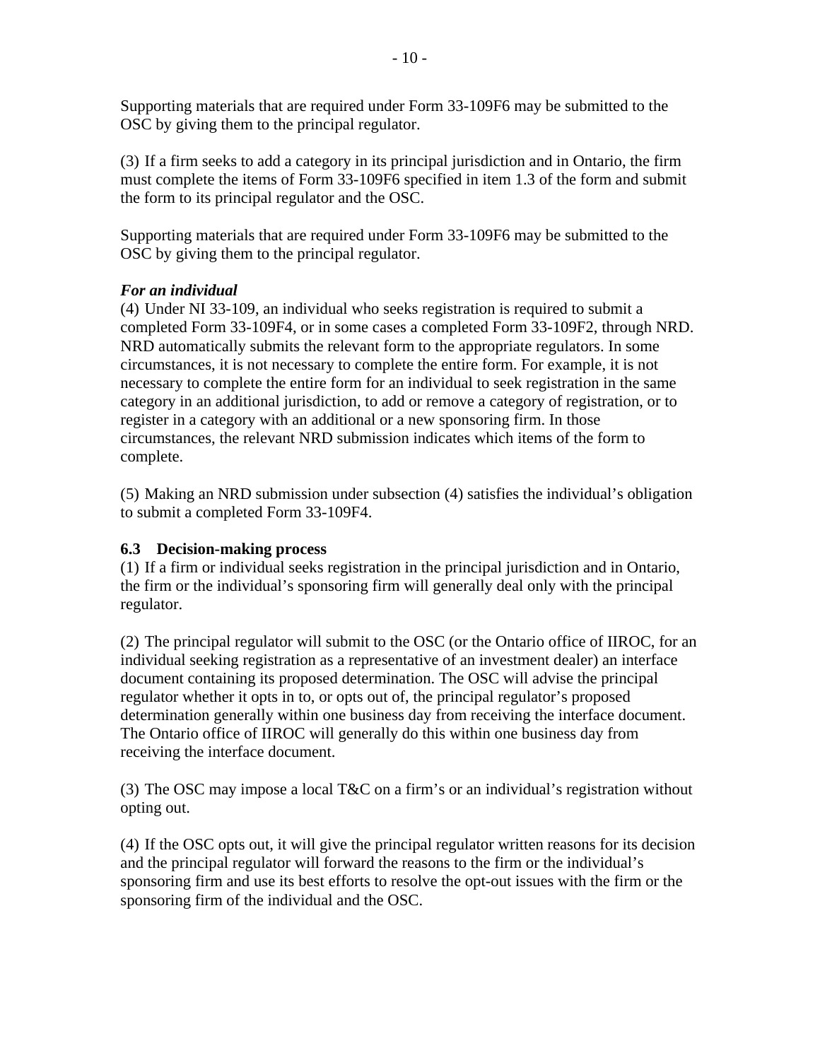Supporting materials that are required under Form 33-109F6 may be submitted to the OSC by giving them to the principal regulator.

(3) If a firm seeks to add a category in its principal jurisdiction and in Ontario, the firm must complete the items of Form 33-109F6 specified in item 1.3 of the form and submit the form to its principal regulator and the OSC.

Supporting materials that are required under Form 33-109F6 may be submitted to the OSC by giving them to the principal regulator.

***For an individual***

(4) Under NI 33-109, an individual who seeks registration is required to submit a completed Form 33-109F4, or in some cases a completed Form 33-109F2, through NRD. NRD automatically submits the relevant form to the appropriate regulators. In some circumstances, it is not necessary to complete the entire form. For example, it is not necessary to complete the entire form for an individual to seek registration in the same category in an additional jurisdiction, to add or remove a category of registration, or to register in a category with an additional or a new sponsoring firm. In those circumstances, the relevant NRD submission indicates which items of the form to complete.

(5) Making an NRD submission under subsection (4) satisfies the individual's obligation to submit a completed Form 33-109F4.

**6.3 Decision-making process**

(1) If a firm or individual seeks registration in the principal jurisdiction and in Ontario, the firm or the individual's sponsoring firm will generally deal only with the principal regulator.

(2) The principal regulator will submit to the OSC (or the Ontario office of IIROC, for an individual seeking registration as a representative of an investment dealer) an interface document containing its proposed determination. The OSC will advise the principal regulator whether it opts in to, or opts out of, the principal regulator's proposed determination generally within one business day from receiving the interface document. The Ontario office of IIROC will generally do this within one business day from receiving the interface document.

(3) The OSC may impose a local T&C on a firm's or an individual's registration without opting out.

(4) If the OSC opts out, it will give the principal regulator written reasons for its decision and the principal regulator will forward the reasons to the firm or the individual's sponsoring firm and use its best efforts to resolve the opt-out issues with the firm or the sponsoring firm of the individual and the OSC.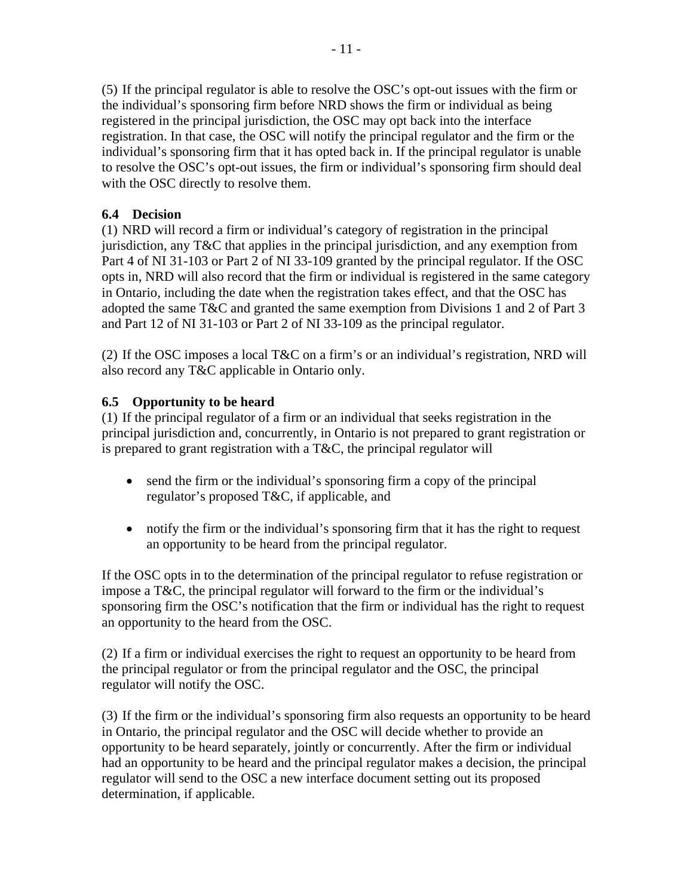(5) If the principal regulator is able to resolve the OSC's opt-out issues with the firm or the individual's sponsoring firm before NRD shows the firm or individual as being registered in the principal jurisdiction, the OSC may opt back into the interface registration. In that case, the OSC will notify the principal regulator and the firm or the individual's sponsoring firm that it has opted back in. If the principal regulator is unable to resolve the OSC's opt-out issues, the firm or individual's sponsoring firm should deal with the OSC directly to resolve them.

### 6.4 Decision

(1) NRD will record a firm or individual's category of registration in the principal jurisdiction, any T&C that applies in the principal jurisdiction, and any exemption from Part 4 of NI 31-103 or Part 2 of NI 33-109 granted by the principal regulator. If the OSC opts in, NRD will also record that the firm or individual is registered in the same category in Ontario, including the date when the registration takes effect, and that the OSC has adopted the same T&C and granted the same exemption from Divisions 1 and 2 of Part 3 and Part 12 of NI 31-103 or Part 2 of NI 33-109 as the principal regulator.

(2) If the OSC imposes a local T&C on a firm's or an individual's registration, NRD will also record any T&C applicable in Ontario only.

### 6.5 Opportunity to be heard

(1) If the principal regulator of a firm or an individual that seeks registration in the principal jurisdiction and, concurrently, in Ontario is not prepared to grant registration or is prepared to grant registration with a T&C, the principal regulator will

- send the firm or the individual's sponsoring firm a copy of the principal regulator's proposed T&C, if applicable, and
- notify the firm or the individual's sponsoring firm that it has the right to request an opportunity to be heard from the principal regulator.

If the OSC opts in to the determination of the principal regulator to refuse registration or impose a T&C, the principal regulator will forward to the firm or the individual's sponsoring firm the OSC's notification that the firm or individual has the right to request an opportunity to the heard from the OSC.

(2) If a firm or individual exercises the right to request an opportunity to be heard from the principal regulator or from the principal regulator and the OSC, the principal regulator will notify the OSC.

(3) If the firm or the individual's sponsoring firm also requests an opportunity to be heard in Ontario, the principal regulator and the OSC will decide whether to provide an opportunity to be heard separately, jointly or concurrently. After the firm or individual had an opportunity to be heard and the principal regulator makes a decision, the principal regulator will send to the OSC a new interface document setting out its proposed determination, if applicable.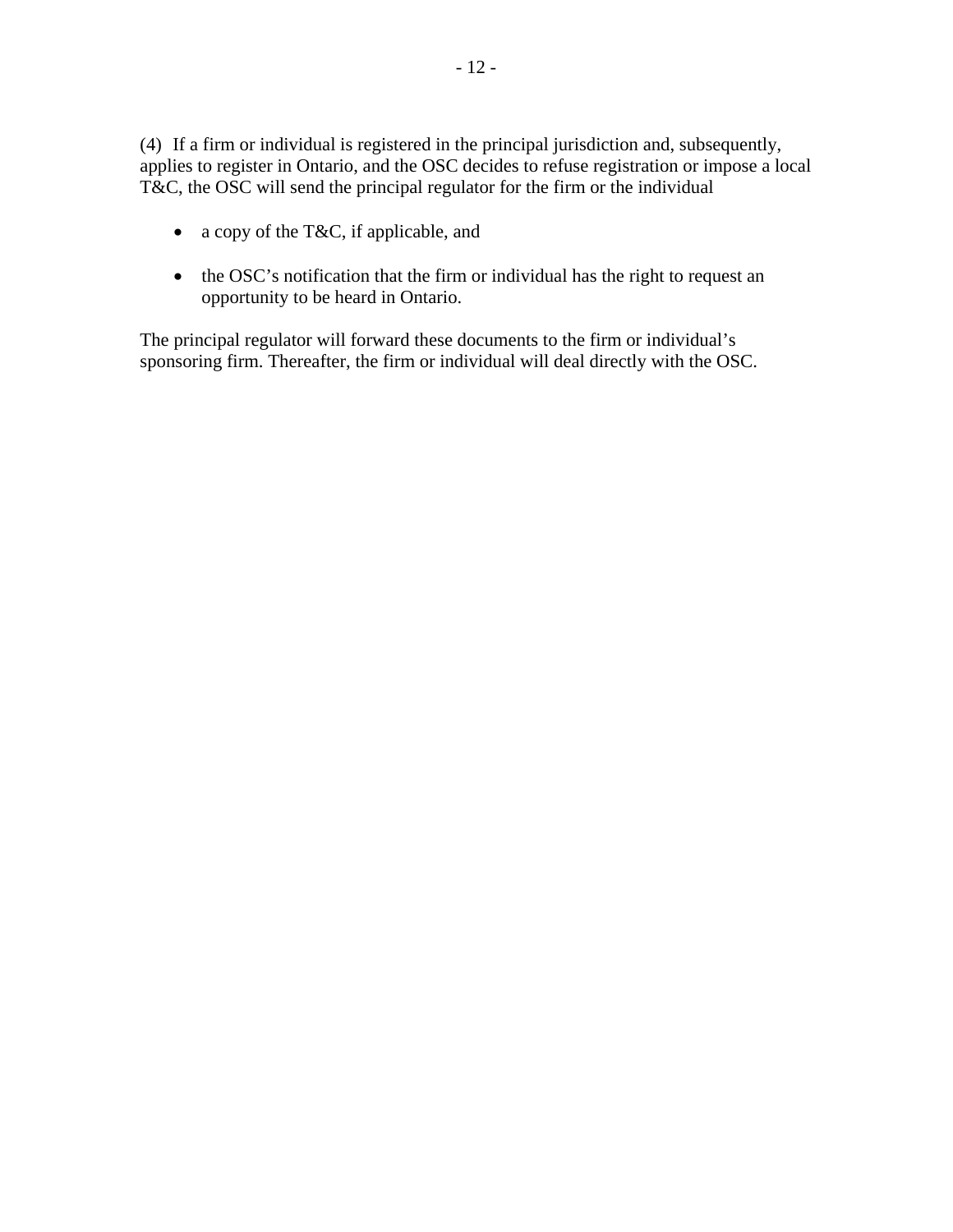(4) If a firm or individual is registered in the principal jurisdiction and, subsequently, applies to register in Ontario, and the OSC decides to refuse registration or impose a local T&C, the OSC will send the principal regulator for the firm or the individual

- a copy of the T&C, if applicable, and
- the OSC's notification that the firm or individual has the right to request an opportunity to be heard in Ontario.

The principal regulator will forward these documents to the firm or individual's sponsoring firm. Thereafter, the firm or individual will deal directly with the OSC.